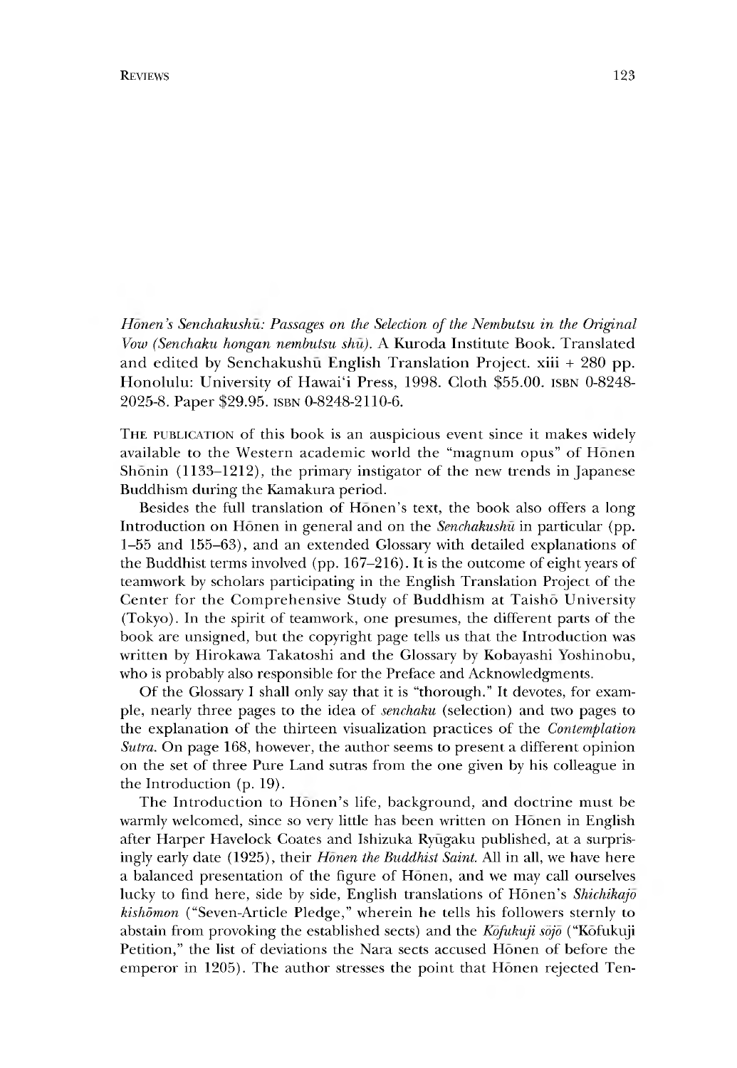*Hōnen's Senchakushū: Passages on the Selection of the Nembutsu in the Original Vow (Senchaku hongan nembutsu shū)*. A Kuroda Institute Book. Translated and edited by Senchakushū English Translation Project. xiii + 280 pp. Honolulu: University of Hawai'i Press, 1998. Cloth $55.00. ISBN 0-8248-2025-8. Paper $29.95. ISBN 0-8248-2110-6.

THE PUBLICATION of this book is an auspicious event since it makes widely available to the Western academic world the "magnum opus" of Hōnen Shōnin (1133–1212), the primary instigator of the new trends in Japanese Buddhism during the Kamakura period.

Besides the full translation of Hōnen's text, the book also offers a long Introduction on Hōnen in general and on the *Senchakushū* in particular (pp. 1–55 and 155–63), and an extended Glossary with detailed explanations of the Buddhist terms involved (pp. 167–216). It is the outcome of eight years of teamwork by scholars participating in the English Translation Project of the Center for the Comprehensive Study of Buddhism at Taishō University (Tokyo). In the spirit of teamwork, one presumes, the different parts of the book are unsigned, but the copyright page tells us that the Introduction was written by Hirokawa Takatoshi and the Glossary by Kobayashi Yoshinobu, who is probably also responsible for the Preface and Acknowledgments.

Of the Glossary I shall only say that it is "thorough." It devotes, for example, nearly three pages to the idea of *senchaku* (selection) and two pages to the explanation of the thirteen visualization practices of the *Contemplation Sutra*. On page 168, however, the author seems to present a different opinion on the set of three Pure Land sutras from the one given by his colleague in the Introduction (p. 19).

The Introduction to Hōnen's life, background, and doctrine must be warmly welcomed, since so very little has been written on Hōnen in English after Harper Havelock Coates and Ishizuka Ryūgaku published, at a surprisingly early date (1925), their *Hōnen the Buddhist Saint*. All in all, we have here a balanced presentation of the figure of Hōnen, and we may call ourselves lucky to find here, side by side, English translations of Hōnen's *Shichikajō kishōmon* ("Seven-Article Pledge," wherein he tells his followers sternly to abstain from provoking the established sects) and the *Kōfukuji sōjō* ("Kōfukuji Petition," the list of deviations the Nara sects accused Hōnen of before the emperor in 1205). The author stresses the point that Hōnen rejected Ten-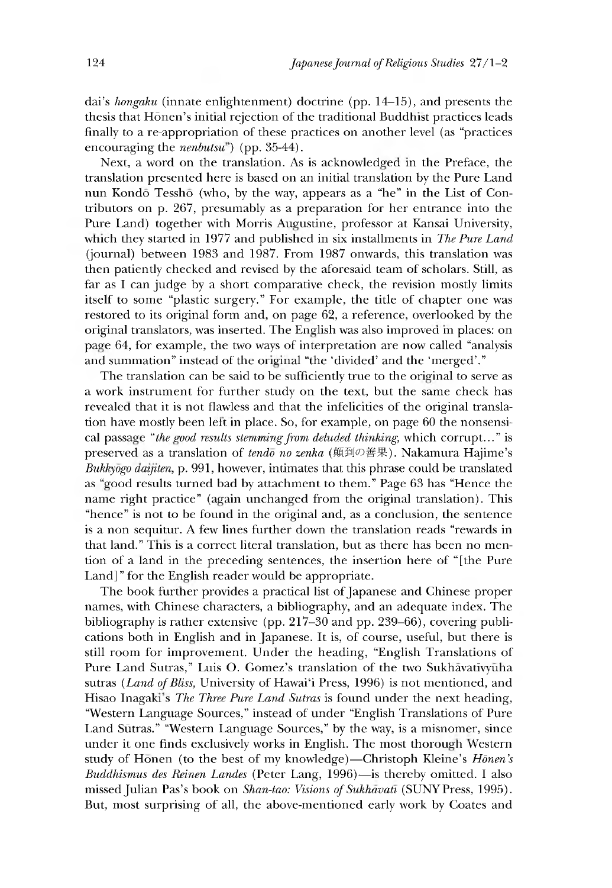dai's *hongaku* (innate enlightenment) doctrine (pp. 14–15), and presents the thesis that Hōnen's initial rejection of the traditional Buddhist practices leads finally to a re-appropriation of these practices on another level (as "practices encouraging the *nenbutsu*") (pp. 35-44).

Next, a word on the translation. As is acknowledged in the Preface, the translation presented here is based on an initial translation by the Pure Land nun Kondō Tesshō (who, by the way, appears as a "he" in the List of Contributors on p. 267, presumably as a preparation for her entrance into the Pure Land) together with Morris Augustine, professor at Kansai University, which they started in 1977 and published in six installments in *The Pure Land* (journal) between 1983 and 1987. From 1987 onwards, this translation was then patiently checked and revised by the aforesaid team of scholars. Still, as far as I can judge by a short comparative check, the revision mostly limits itself to some "plastic surgery." For example, the title of chapter one was restored to its original form and, on page 62, a reference, overlooked by the original translators, was inserted. The English was also improved in places: on page 64, for example, the two ways of interpretation are now called "analysis and summation" instead of the original "the 'divided' and the 'merged'."

The translation can be said to be sufficiently true to the original to serve as a work instrument for further study on the text, but the same check has revealed that it is not flawless and that the infelicities of the original translation have mostly been left in place. So, for example, on page 60 the nonsensical passage "*the good results stemming from deluded thinking,* which corrupt..." is preserved as a translation of *tendō no zenka* (顛到の善果). Nakamura Hajime's *Bukkyōgo daijiten*, p. 991, however, intimates that this phrase could be translated as "good results turned bad by attachment to them." Page 63 has "Hence the name right practice" (again unchanged from the original translation). This "hence" is not to be found in the original and, as a conclusion, the sentence is a non sequitur. A few lines further down the translation reads "rewards in that land." This is a correct literal translation, but as there has been no mention of a land in the preceding sentences, the insertion here of "[the Pure Land]" for the English reader would be appropriate.

The book further provides a practical list of Japanese and Chinese proper names, with Chinese characters, a bibliography, and an adequate index. The bibliography is rather extensive (pp. 217–30 and pp. 239–66), covering publications both in English and in Japanese. It is, of course, useful, but there is still room for improvement. Under the heading, "English Translations of Pure Land Sutras," Luis O. Gomez's translation of the two Sukhāvatīvyūha sutras (*Land of Bliss*, University of Hawai'i Press, 1996) is not mentioned, and Hisao Inagaki's *The Three Pure Land Sutras* is found under the next heading, "Western Language Sources," instead of under "English Translations of Pure Land Sūtras." "Western Language Sources," by the way, is a misnomer, since under it one finds exclusively works in English. The most thorough Western study of Hōnen (to the best of my knowledge)—Christoph Kleine's *Hōnen's Buddhismus des Reinen Landes* (Peter Lang, 1996)—is thereby omitted. I also missed Julian Pas's book on *Shan-tao: Visions of Sukhāvatī* (SUNY Press, 1995). But, most surprising of all, the above-mentioned early work by Coates and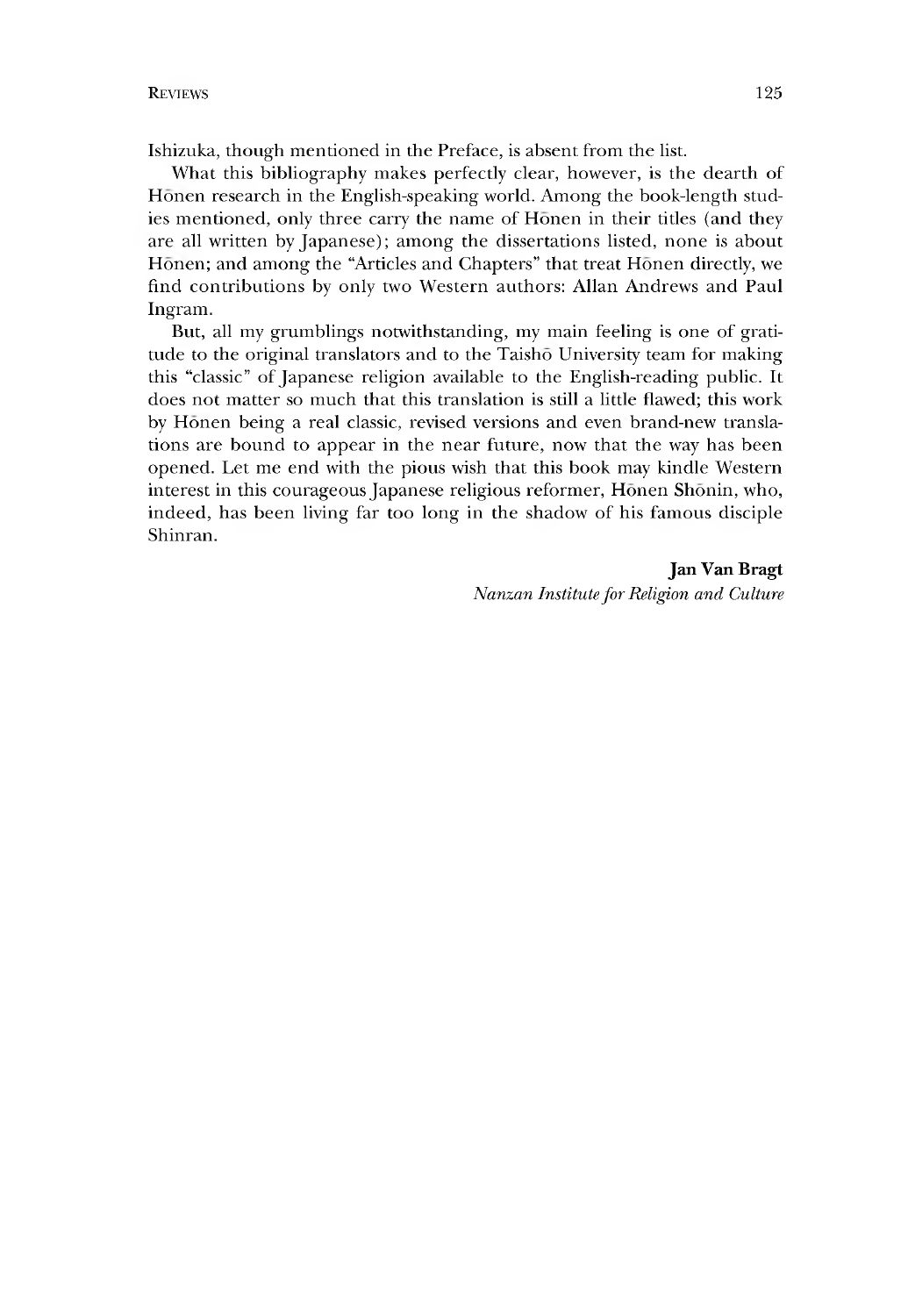Ishizuka, though mentioned in the Preface, is absent from the list.

What this bibliography makes perfectly clear, however, is the dearth of Hōnen research in the English-speaking world. Among the book-length studies mentioned, only three carry the name of Hōnen in their titles (and they are all written by Japanese); among the dissertations listed, none is about Hōnen; and among the "Articles and Chapters" that treat Hōnen directly, we find contributions by only two Western authors: Allan Andrews and Paul Ingram.

But, all my grumblings notwithstanding, my main feeling is one of gratitude to the original translators and to the Taishō University team for making this "classic" of Japanese religion available to the English-reading public. It does not matter so much that this translation is still a little flawed; this work by Hōnen being a real classic, revised versions and even brand-new translations are bound to appear in the near future, now that the way has been opened. Let me end with the pious wish that this book may kindle Western interest in this courageous Japanese religious reformer, Hōnen Shōnin, who, indeed, has been living far too long in the shadow of his famous disciple Shinran.

**Jan Van Bragt**
*Nanzan Institute for Religion and Culture*